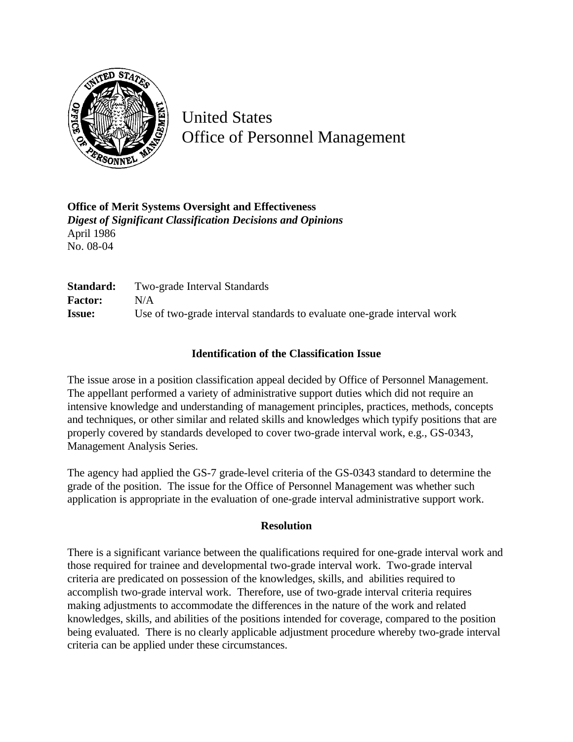# United States
# Office of Personnel Management

**Office of Merit Systems Oversight and Effectiveness**
***Digest of Significant Classification Decisions and Opinions***
April 1986
No. 08-04

**Standard:** Two-grade Interval Standards
**Factor:** N/A
**Issue:** Use of two-grade interval standards to evaluate one-grade interval work

### Identification of the Classification Issue

The issue arose in a position classification appeal decided by Office of Personnel Management. The appellant performed a variety of administrative support duties which did not require an intensive knowledge and understanding of management principles, practices, methods, concepts and techniques, or other similar and related skills and knowledges which typify positions that are properly covered by standards developed to cover two-grade interval work, e.g., GS-0343, Management Analysis Series.

The agency had applied the GS-7 grade-level criteria of the GS-0343 standard to determine the grade of the position. The issue for the Office of Personnel Management was whether such application is appropriate in the evaluation of one-grade interval administrative support work.

### Resolution

There is a significant variance between the qualifications required for one-grade interval work and those required for trainee and developmental two-grade interval work. Two-grade interval criteria are predicated on possession of the knowledges, skills, and abilities required to accomplish two-grade interval work. Therefore, use of two-grade interval criteria requires making adjustments to accommodate the differences in the nature of the work and related knowledges, skills, and abilities of the positions intended for coverage, compared to the position being evaluated. There is no clearly applicable adjustment procedure whereby two-grade interval criteria can be applied under these circumstances.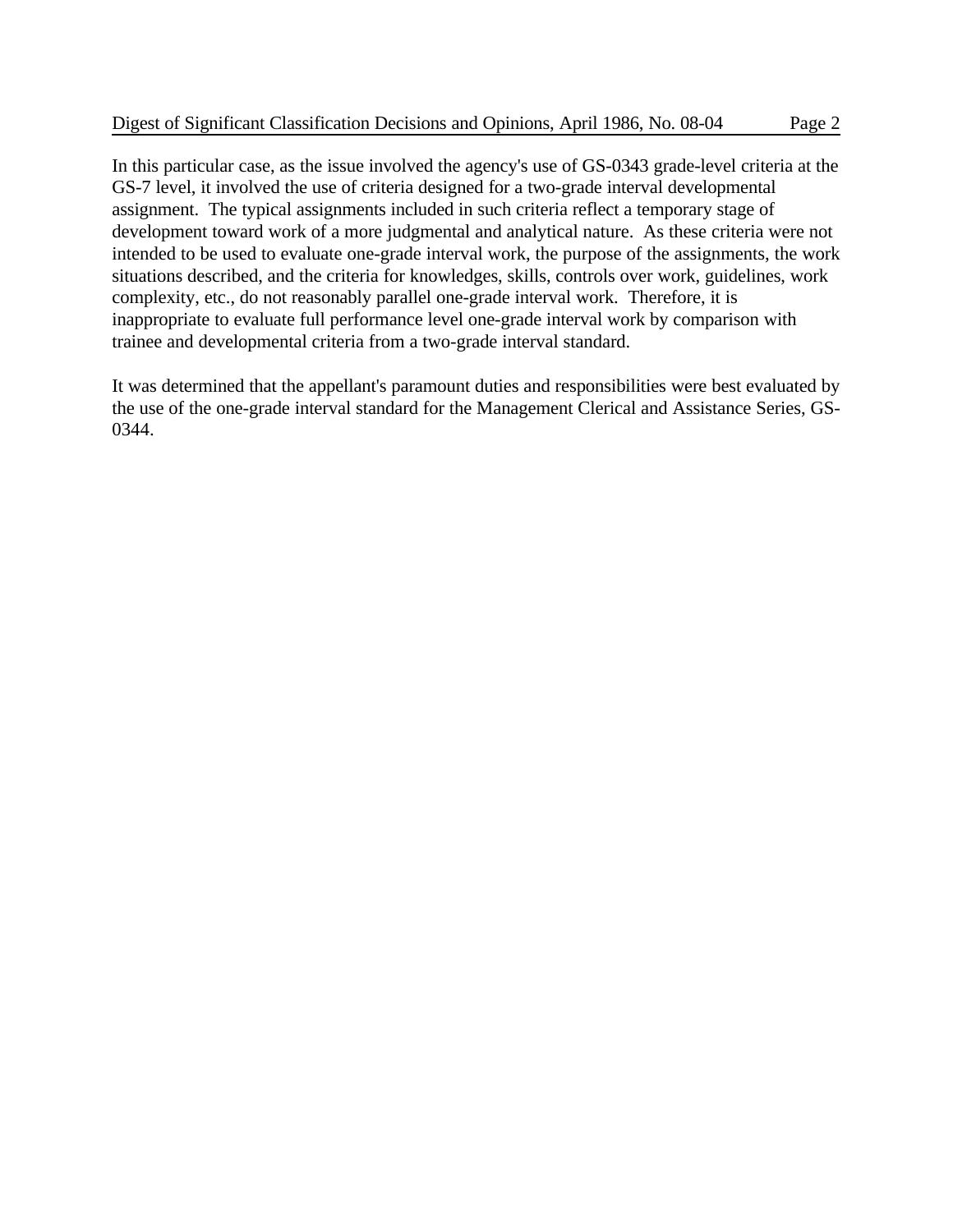In this particular case, as the issue involved the agency's use of GS-0343 grade-level criteria at the GS-7 level, it involved the use of criteria designed for a two-grade interval developmental assignment. The typical assignments included in such criteria reflect a temporary stage of development toward work of a more judgmental and analytical nature. As these criteria were not intended to be used to evaluate one-grade interval work, the purpose of the assignments, the work situations described, and the criteria for knowledges, skills, controls over work, guidelines, work complexity, etc., do not reasonably parallel one-grade interval work. Therefore, it is inappropriate to evaluate full performance level one-grade interval work by comparison with trainee and developmental criteria from a two-grade interval standard.

It was determined that the appellant's paramount duties and responsibilities were best evaluated by the use of the one-grade interval standard for the Management Clerical and Assistance Series, GS-0344.